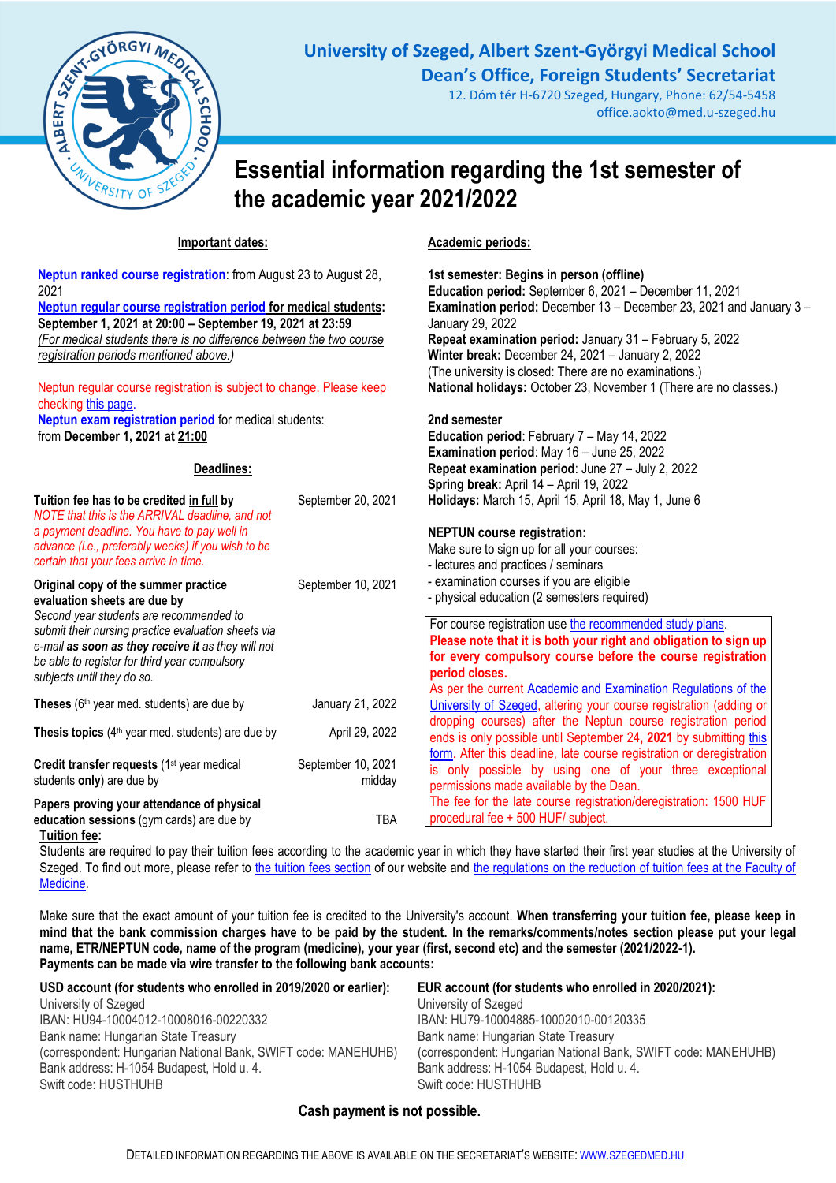# University of Szeged, Albert Szent-Györgyi Medical School

## Dean's Office, Foreign Students' Secretariat

12. Dóm tér H-6720 Szeged, Hungary, Phone: 62/54-5458
office.aokto@med.u-szeged.hu

# Essential information regarding the 1st semester of the academic year 2021/2022

## Important dates:

Neptun ranked course registration: from August 23 to August 28, 2021
Neptun regular course registration period **for medical students**: **September 1, 2021 at 20:00 – September 19, 2021 at 23:59**
*(For medical students there is no difference between the two course registration periods mentioned above.)*

Neptun regular course registration is subject to change. Please keep checking this page.
**Neptun exam registration period** for medical students: from **December 1, 2021 at 21:00**

## Deadlines:

| | |
|---|---|
| **Tuition fee has to be credited in full by** *NOTE that this is the ARRIVAL deadline, and not a payment deadline. You have to pay well in advance (i.e., preferably weeks) if you wish to be certain that your fees arrive in time.* | September 20, 2021 |
| **Original copy of the summer practice evaluation sheets are due by** *Second year students are recommended to submit their nursing practice evaluation sheets via e-mail* ***as soon as they receive it*** *as they will not be able to register for third year compulsory subjects until they do so.* | September 10, 2021 |
| **Theses** (6th year med. students) are due by | January 21, 2022 |
| **Thesis topics** (4th year med. students) are due by | April 29, 2022 |
| **Credit transfer requests** (1st year medical students **only**) are due by | September 10, 2021 midday |
| **Papers proving your attendance of physical education sessions** (gym cards) are due by | TBA |

## Academic periods:

**1st semester: Begins in person (offline)**
**Education period:** September 6, 2021 – December 11, 2021
**Examination period:** December 13 – December 23, 2021 and January 3 – January 29, 2022
**Repeat examination period:** January 31 – February 5, 2022
**Winter break:** December 24, 2021 – January 2, 2022
(The university is closed: There are no examinations.)
**National holidays:** October 23, November 1 (There are no classes.)

**2nd semester**
**Education period**: February 7 – May 14, 2022
**Examination period**: May 16 – June 25, 2022
**Repeat examination period**: June 27 – July 2, 2022
**Spring break:** April 14 – April 19, 2022
**Holidays:** March 15, April 15, April 18, May 1, June 6

**NEPTUN course registration:**
Make sure to sign up for all your courses:
- lectures and practices / seminars
- examination courses if you are eligible
- physical education (2 semesters required)

For course registration use the recommended study plans.
**Please note that it is both your right and obligation to sign up for every compulsory course before the course registration period closes.**
As per the current Academic and Examination Regulations of the University of Szeged, altering your course registration (adding or dropping courses) after the Neptun course registration period ends is only possible until September 24, **2021** by submitting this form. After this deadline, late course registration or deregistration is only possible by using one of your three exceptional permissions made available by the Dean.
The fee for the late course registration/deregistration: 1500 HUF procedural fee + 500 HUF/ subject.

## Tuition fee:

Students are required to pay their tuition fees according to the academic year in which they have started their first year studies at the University of Szeged. To find out more, please refer to the tuition fees section of our website and the regulations on the reduction of tuition fees at the Faculty of Medicine.

Make sure that the exact amount of your tuition fee is credited to the University's account. **When transferring your tuition fee, please keep in mind that the bank commission charges have to be paid by the student. In the remarks/comments/notes section please put your legal name, ETR/NEPTUN code, name of the program (medicine), your year (first, second etc) and the semester (2021/2022-1).**
**Payments can be made via wire transfer to the following bank accounts:**

**USD account (for students who enrolled in 2019/2020 or earlier):**
University of Szeged
IBAN: HU94-10004012-10008016-00220332
Bank name: Hungarian State Treasury
(correspondent: Hungarian National Bank, SWIFT code: MANEHUHB)
Bank address: H-1054 Budapest, Hold u. 4.
Swift code: HUSTHUHB

**EUR account (for students who enrolled in 2020/2021):**
University of Szeged
IBAN: HU79-10004885-10002010-00120335
Bank name: Hungarian State Treasury
(correspondent: Hungarian National Bank, SWIFT code: MANEHUHB)
Bank address: H-1054 Budapest, Hold u. 4.
Swift code: HUSTHUHB

**Cash payment is not possible.**

DETAILED INFORMATION REGARDING THE ABOVE IS AVAILABLE ON THE SECRETARIAT'S WEBSITE: WWW.SZEGEDMED.HU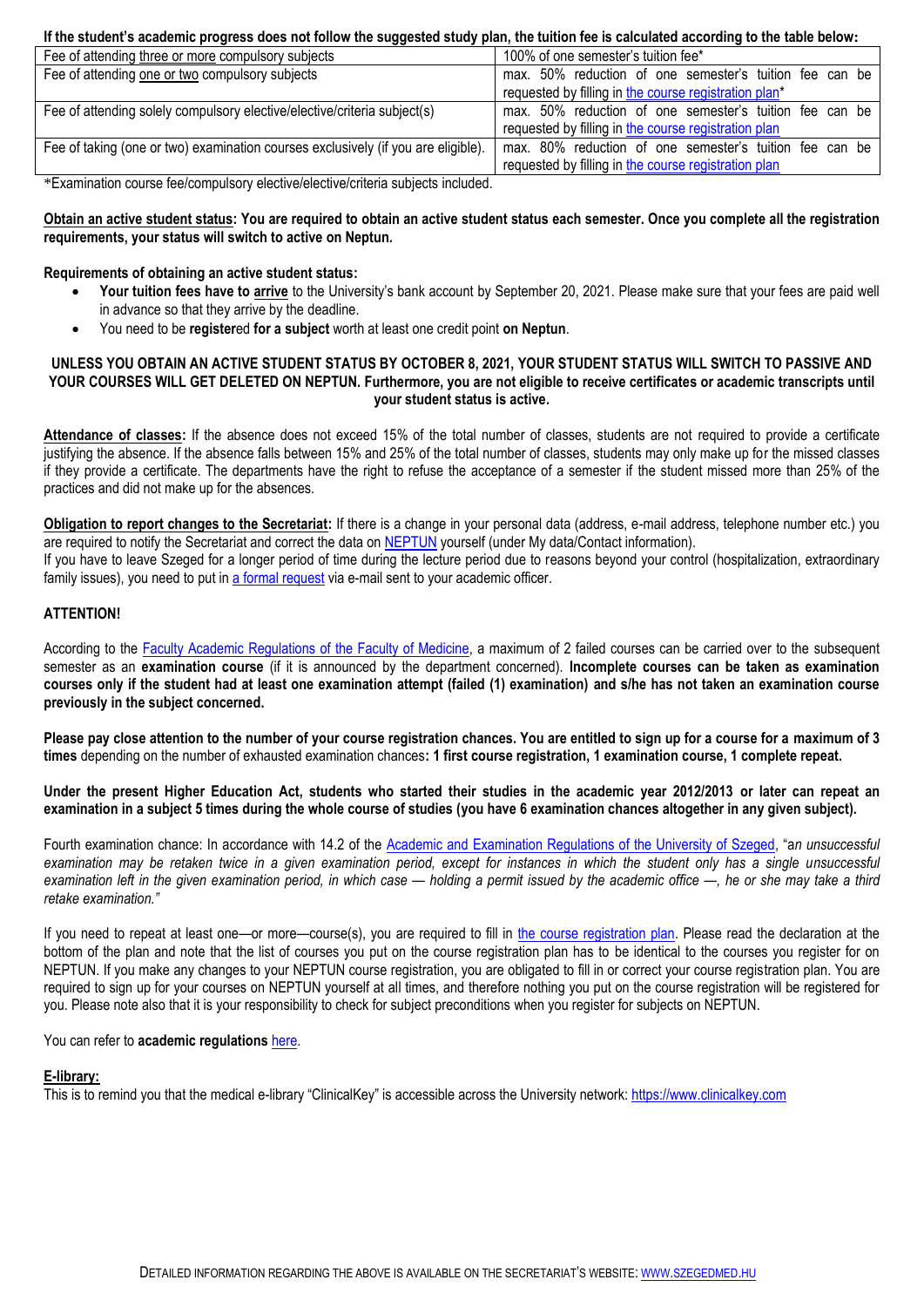**If the student's academic progress does not follow the suggested study plan, the tuition fee is calculated according to the table below:**

| | |
|---|---|
| Fee of attending three or more compulsory subjects | 100% of one semester's tuition fee* |
| Fee of attending one or two compulsory subjects | max. 50% reduction of one semester's tuition fee can be requested by filling in the course registration plan* |
| Fee of attending solely compulsory elective/elective/criteria subject(s) | max. 50% reduction of one semester's tuition fee can be requested by filling in the course registration plan |
| Fee of taking (one or two) examination courses exclusively (if you are eligible). | max. 80% reduction of one semester's tuition fee can be requested by filling in the course registration plan |

*Examination course fee/compulsory elective/elective/criteria subjects included.

**Obtain an active student status: You are required to obtain an active student status each semester. Once you complete all the registration requirements, your status will switch to active on Neptun.**

**Requirements of obtaining an active student status:**

- **Your tuition fees have to arrive** to the University's bank account by September 20, 2021. Please make sure that your fees are paid well in advance so that they arrive by the deadline.
- You need to be **register**ed **for a subject** worth at least one credit point **on Neptun**.

**UNLESS YOU OBTAIN AN ACTIVE STUDENT STATUS BY OCTOBER 8, 2021, YOUR STUDENT STATUS WILL SWITCH TO PASSIVE AND YOUR COURSES WILL GET DELETED ON NEPTUN. Furthermore, you are not eligible to receive certificates or academic transcripts until your student status is active.**

**Attendance of classes:** If the absence does not exceed 15% of the total number of classes, students are not required to provide a certificate justifying the absence. If the absence falls between 15% and 25% of the total number of classes, students may only make up for the missed classes if they provide a certificate. The departments have the right to refuse the acceptance of a semester if the student missed more than 25% of the practices and did not make up for the absences.

**Obligation to report changes to the Secretariat:** If there is a change in your personal data (address, e-mail address, telephone number etc.) you are required to notify the Secretariat and correct the data on NEPTUN yourself (under My data/Contact information).

If you have to leave Szeged for a longer period of time during the lecture period due to reasons beyond your control (hospitalization, extraordinary family issues), you need to put in a formal request via e-mail sent to your academic officer.

**ATTENTION!**

According to the Faculty Academic Regulations of the Faculty of Medicine, a maximum of 2 failed courses can be carried over to the subsequent semester as an **examination course** (if it is announced by the department concerned). **Incomplete courses can be taken as examination courses only if the student had at least one examination attempt (failed (1) examination) and s/he has not taken an examination course previously in the subject concerned.**

**Please pay close attention to the number of your course registration chances. You are entitled to sign up for a course for a maximum of 3 times** depending on the number of exhausted examination chances**: 1 first course registration, 1 examination course, 1 complete repeat.**

**Under the present Higher Education Act, students who started their studies in the academic year 2012/2013 or later can repeat an examination in a subject 5 times during the whole course of studies (you have 6 examination chances altogether in any given subject).**

Fourth examination chance: In accordance with 14.2 of the Academic and Examination Regulations of the University of Szeged, "*an unsuccessful examination may be retaken twice in a given examination period, except for instances in which the student only has a single unsuccessful examination left in the given examination period, in which case — holding a permit issued by the academic office —, he or she may take a third retake examination.*"

If you need to repeat at least one—or more—course(s), you are required to fill in the course registration plan. Please read the declaration at the bottom of the plan and note that the list of courses you put on the course registration plan has to be identical to the courses you register for on NEPTUN. If you make any changes to your NEPTUN course registration, you are obligated to fill in or correct your course registration plan. You are required to sign up for your courses on NEPTUN yourself at all times, and therefore nothing you put on the course registration will be registered for you. Please note also that it is your responsibility to check for subject preconditions when you register for subjects on NEPTUN.

You can refer to **academic regulations** here.

**E-library:**

This is to remind you that the medical e-library "ClinicalKey" is accessible across the University network: https://www.clinicalkey.com

DETAILED INFORMATION REGARDING THE ABOVE IS AVAILABLE ON THE SECRETARIAT'S WEBSITE: WWW.SZEGEDMED.HU